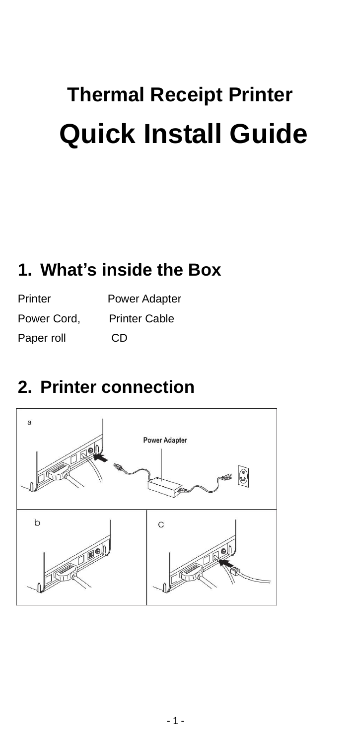# Thermal Receipt Printer

# Quick Install Guide

## 1. What's inside the Box

| | |
|---|---|
| Printer | Power Adapter |
| Power Cord, | Printer Cable |
| Paper roll | CD |

## 2. Printer connection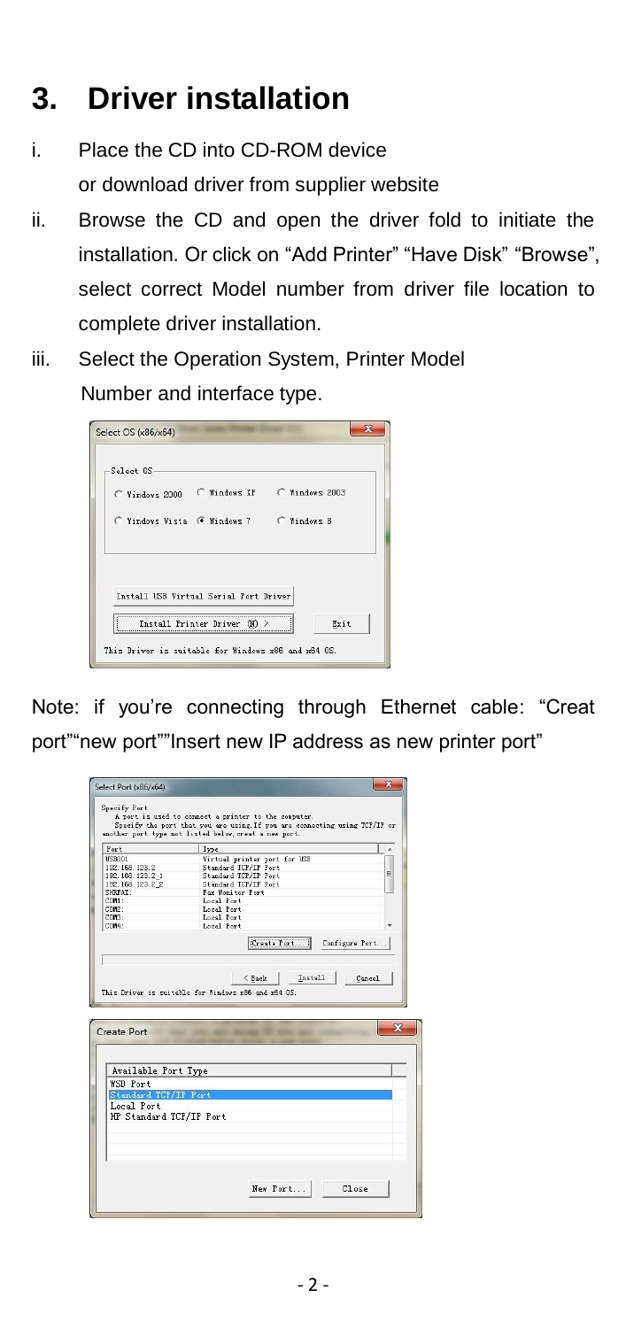# 3. Driver installation

i. Place the CD into CD-ROM device
   or download driver from supplier website

ii. Browse the CD and open the driver fold to initiate the installation. Or click on "Add Printer" "Have Disk" "Browse", select correct Model number from driver file location to complete driver installation.

iii. Select the Operation System, Printer Model Number and interface type.

Note: if you're connecting through Ethernet cable: "Creat port""new port""Insert new IP address as new printer port"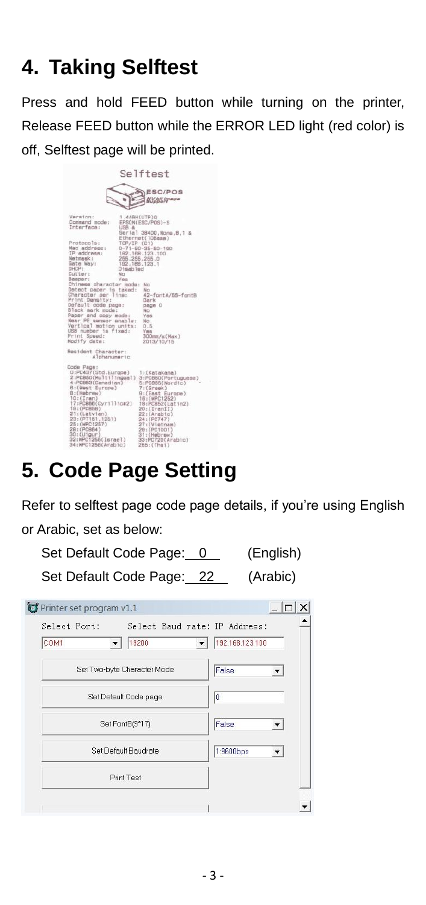# 4. Taking Selftest

Press and hold FEED button while turning on the printer, Release FEED button while the ERROR LED light (red color) is off, Selftest page will be printed.

Selftest

ESC/POS
NV bit image Support

Version: 1.44BH(UTP)0
Command mode: EPSON(ESC/POS)-S
Interface: USB & Serial 38400,None,8,1 & Ethernet(10Base)
Protocols: TCP/IP (C1)
Mac address: 0-71-80-35-80-190
IP address: 192.168.123.100
Netmask: 255.255.255.0
Gate Way: 192.168.123.1
DHCP: Disabled
Cutter: No
Beeper: Yes
Chinese character mode: No
Detect paper is taked: No
Character per line: 42-fontA/56-fontB
Print Density: Dark
Default code page: page 0
Black mark mode: No
Paper end copy mode: Yes
Near PE sensor enable: No
Vertical motion units: 0.5
USB number is fixed: Yes
Print Speed: 300mm/s(Max)
Modify date: 2013/10/15

Resident Character:
Alphanumeric

Code Page:
0:PC437(Std.Europe) 1:(Katakana)
2:PC850(Multilingual) 3:PC860(Portuguese)
4:PC863(Canadian) 5:PC865(Nordic)
6:(West Europe) 7:(Greek)
8:(Hebrew) 9:(East Europe)
10:(Iran) 16:(WPC1252)
17:PC866(Cyrillic#2) 18:PC852(Latin2)
19:(PC858) 20:(IranII)
21:(Latvian) 22:(Arabic)
23:(PT151,1251) 24:(PC747)
25:(WPC1257) 27:(Vietnam)
28:(PC864) 29:(PC1001)
30:(Uigur) 31:(Hebrew)
32:WPC1255(Israel) 33:PC720(Arabic)
34:WPC1256(Arabic) 255:(Thai)

# 5. Code Page Setting

Refer to selftest page code page details, if you're using English or Arabic, set as below:

Set Default Code Page: 0 (English)

Set Default Code Page: 22 (Arabic)

Printer set program v1.1

Select Port: COM1
Select Baud rate: 19200
IP Address: 192.168.123.100

Set Two-byte Character Mode: False

Set Default Code page: 0

Set FontB(9*17): False

Set Default Baudrate: 1:9600bps

Print Test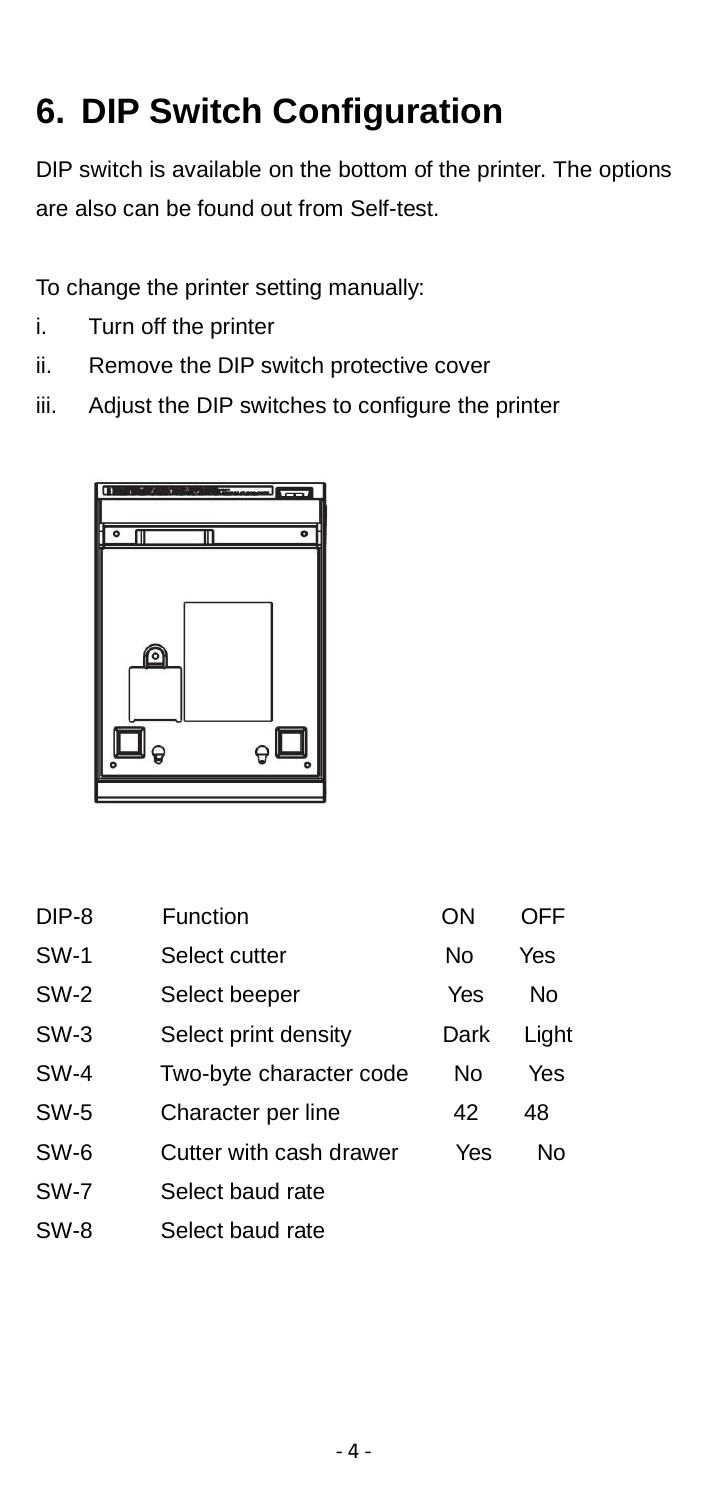# 6. DIP Switch Configuration

DIP switch is available on the bottom of the printer. The options are also can be found out from Self-test.

To change the printer setting manually:

i. Turn off the printer
ii. Remove the DIP switch protective cover
iii. Adjust the DIP switches to configure the printer

| DIP-8 | Function | ON | OFF |
|---|---|---|---|
| SW-1 | Select cutter | No | Yes |
| SW-2 | Select beeper | Yes | No |
| SW-3 | Select print density | Dark | Light |
| SW-4 | Two-byte character code | No | Yes |
| SW-5 | Character per line | 42 | 48 |
| SW-6 | Cutter with cash drawer | Yes | No |
| SW-7 | Select baud rate | | |
| SW-8 | Select baud rate | | |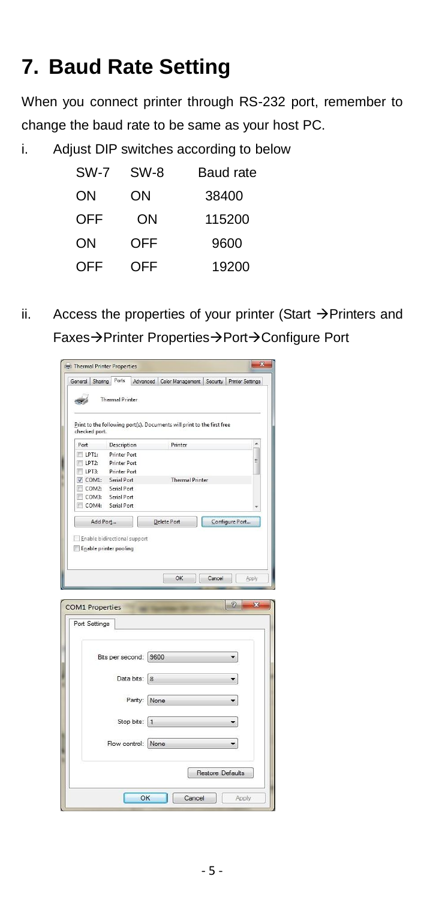# 7. Baud Rate Setting

When you connect printer through RS-232 port, remember to change the baud rate to be same as your host PC.

i. Adjust DIP switches according to below

| SW-7 | SW-8 | Baud rate |
|---|---|---|
| ON | ON | 38400 |
| OFF | ON | 115200 |
| ON | OFF | 9600 |
| OFF | OFF | 19200 |

ii. Access the properties of your printer (Start →Printers and Faxes→Printer Properties→Port→Configure Port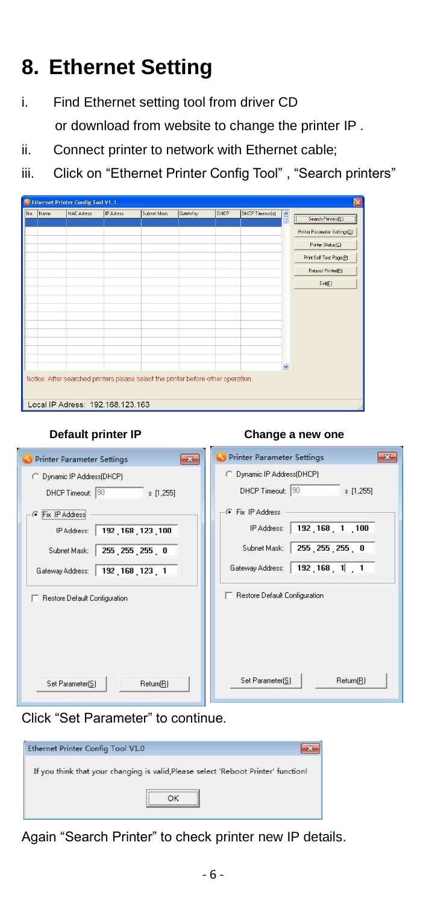# 8. Ethernet Setting

i. Find Ethernet setting tool from driver CD or download from website to change the printer IP .

ii. Connect printer to network with Ethernet cable;

iii. Click on "Ethernet Printer Config Tool" , "Search printers"

**Default printer IP** **Change a new one**

Click "Set Parameter" to continue.

Again "Search Printer" to check printer new IP details.